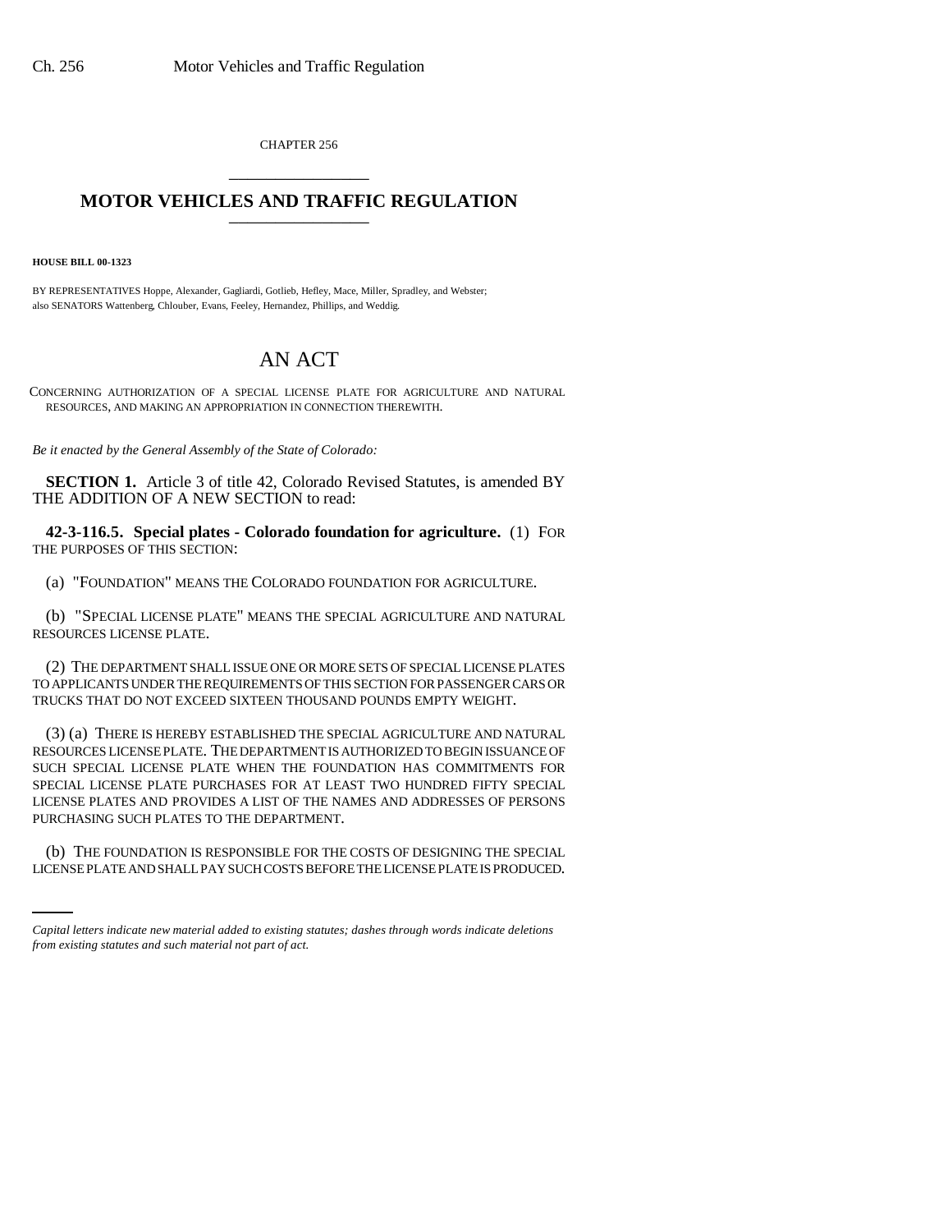CHAPTER 256

# MOTOR VEHICLES AND TRAFFIC REGULATION

**HOUSE BILL 00-1323**

BY REPRESENTATIVES Hoppe, Alexander, Gagliardi, Gotlieb, Hefley, Mace, Miller, Spradley, and Webster;
also SENATORS Wattenberg, Chlouber, Evans, Feeley, Hernandez, Phillips, and Weddig.

# AN ACT

CONCERNING AUTHORIZATION OF A SPECIAL LICENSE PLATE FOR AGRICULTURE AND NATURAL RESOURCES, AND MAKING AN APPROPRIATION IN CONNECTION THEREWITH.

*Be it enacted by the General Assembly of the State of Colorado:*

**SECTION 1.** Article 3 of title 42, Colorado Revised Statutes, is amended BY THE ADDITION OF A NEW SECTION to read:

**42-3-116.5. Special plates - Colorado foundation for agriculture.** (1) FOR THE PURPOSES OF THIS SECTION:

(a) "FOUNDATION" MEANS THE COLORADO FOUNDATION FOR AGRICULTURE.

(b) "SPECIAL LICENSE PLATE" MEANS THE SPECIAL AGRICULTURE AND NATURAL RESOURCES LICENSE PLATE.

(2) THE DEPARTMENT SHALL ISSUE ONE OR MORE SETS OF SPECIAL LICENSE PLATES TO APPLICANTS UNDER THE REQUIREMENTS OF THIS SECTION FOR PASSENGER CARS OR TRUCKS THAT DO NOT EXCEED SIXTEEN THOUSAND POUNDS EMPTY WEIGHT.

(3) (a) THERE IS HEREBY ESTABLISHED THE SPECIAL AGRICULTURE AND NATURAL RESOURCES LICENSE PLATE. THE DEPARTMENT IS AUTHORIZED TO BEGIN ISSUANCE OF SUCH SPECIAL LICENSE PLATE WHEN THE FOUNDATION HAS COMMITMENTS FOR SPECIAL LICENSE PLATE PURCHASES FOR AT LEAST TWO HUNDRED FIFTY SPECIAL LICENSE PLATES AND PROVIDES A LIST OF THE NAMES AND ADDRESSES OF PERSONS PURCHASING SUCH PLATES TO THE DEPARTMENT.

(b) THE FOUNDATION IS RESPONSIBLE FOR THE COSTS OF DESIGNING THE SPECIAL LICENSE PLATE AND SHALL PAY SUCH COSTS BEFORE THE LICENSE PLATE IS PRODUCED.

*Capital letters indicate new material added to existing statutes; dashes through words indicate deletions from existing statutes and such material not part of act.*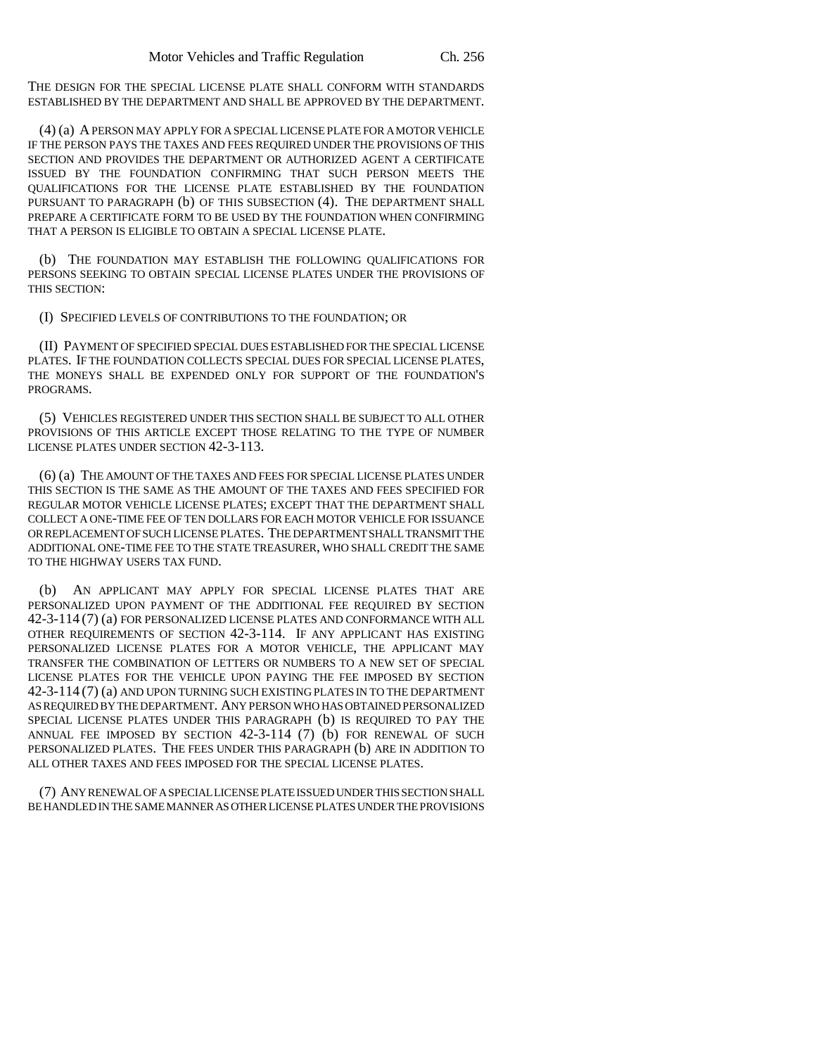THE DESIGN FOR THE SPECIAL LICENSE PLATE SHALL CONFORM WITH STANDARDS ESTABLISHED BY THE DEPARTMENT AND SHALL BE APPROVED BY THE DEPARTMENT.

(4) (a) A PERSON MAY APPLY FOR A SPECIAL LICENSE PLATE FOR A MOTOR VEHICLE IF THE PERSON PAYS THE TAXES AND FEES REQUIRED UNDER THE PROVISIONS OF THIS SECTION AND PROVIDES THE DEPARTMENT OR AUTHORIZED AGENT A CERTIFICATE ISSUED BY THE FOUNDATION CONFIRMING THAT SUCH PERSON MEETS THE QUALIFICATIONS FOR THE LICENSE PLATE ESTABLISHED BY THE FOUNDATION PURSUANT TO PARAGRAPH (b) OF THIS SUBSECTION (4). THE DEPARTMENT SHALL PREPARE A CERTIFICATE FORM TO BE USED BY THE FOUNDATION WHEN CONFIRMING THAT A PERSON IS ELIGIBLE TO OBTAIN A SPECIAL LICENSE PLATE.

(b) THE FOUNDATION MAY ESTABLISH THE FOLLOWING QUALIFICATIONS FOR PERSONS SEEKING TO OBTAIN SPECIAL LICENSE PLATES UNDER THE PROVISIONS OF THIS SECTION:

(I) SPECIFIED LEVELS OF CONTRIBUTIONS TO THE FOUNDATION; OR

(II) PAYMENT OF SPECIFIED SPECIAL DUES ESTABLISHED FOR THE SPECIAL LICENSE PLATES. IF THE FOUNDATION COLLECTS SPECIAL DUES FOR SPECIAL LICENSE PLATES, THE MONEYS SHALL BE EXPENDED ONLY FOR SUPPORT OF THE FOUNDATION'S PROGRAMS.

(5) VEHICLES REGISTERED UNDER THIS SECTION SHALL BE SUBJECT TO ALL OTHER PROVISIONS OF THIS ARTICLE EXCEPT THOSE RELATING TO THE TYPE OF NUMBER LICENSE PLATES UNDER SECTION 42-3-113.

(6) (a) THE AMOUNT OF THE TAXES AND FEES FOR SPECIAL LICENSE PLATES UNDER THIS SECTION IS THE SAME AS THE AMOUNT OF THE TAXES AND FEES SPECIFIED FOR REGULAR MOTOR VEHICLE LICENSE PLATES; EXCEPT THAT THE DEPARTMENT SHALL COLLECT A ONE-TIME FEE OF TEN DOLLARS FOR EACH MOTOR VEHICLE FOR ISSUANCE OR REPLACEMENT OF SUCH LICENSE PLATES. THE DEPARTMENT SHALL TRANSMIT THE ADDITIONAL ONE-TIME FEE TO THE STATE TREASURER, WHO SHALL CREDIT THE SAME TO THE HIGHWAY USERS TAX FUND.

(b) AN APPLICANT MAY APPLY FOR SPECIAL LICENSE PLATES THAT ARE PERSONALIZED UPON PAYMENT OF THE ADDITIONAL FEE REQUIRED BY SECTION 42-3-114 (7) (a) FOR PERSONALIZED LICENSE PLATES AND CONFORMANCE WITH ALL OTHER REQUIREMENTS OF SECTION 42-3-114. IF ANY APPLICANT HAS EXISTING PERSONALIZED LICENSE PLATES FOR A MOTOR VEHICLE, THE APPLICANT MAY TRANSFER THE COMBINATION OF LETTERS OR NUMBERS TO A NEW SET OF SPECIAL LICENSE PLATES FOR THE VEHICLE UPON PAYING THE FEE IMPOSED BY SECTION 42-3-114 (7) (a) AND UPON TURNING SUCH EXISTING PLATES IN TO THE DEPARTMENT AS REQUIRED BY THE DEPARTMENT. ANY PERSON WHO HAS OBTAINED PERSONALIZED SPECIAL LICENSE PLATES UNDER THIS PARAGRAPH (b) IS REQUIRED TO PAY THE ANNUAL FEE IMPOSED BY SECTION 42-3-114 (7) (b) FOR RENEWAL OF SUCH PERSONALIZED PLATES. THE FEES UNDER THIS PARAGRAPH (b) ARE IN ADDITION TO ALL OTHER TAXES AND FEES IMPOSED FOR THE SPECIAL LICENSE PLATES.

(7) ANY RENEWAL OF A SPECIAL LICENSE PLATE ISSUED UNDER THIS SECTION SHALL BE HANDLED IN THE SAME MANNER AS OTHER LICENSE PLATES UNDER THE PROVISIONS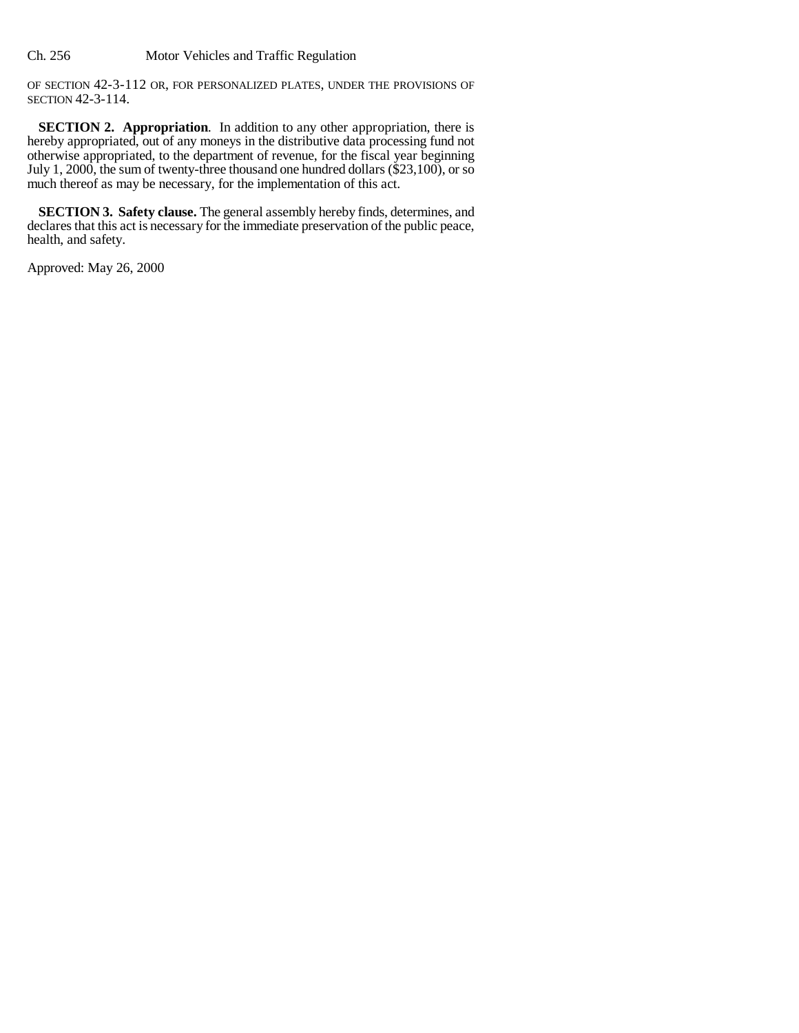OF SECTION 42-3-112 OR, FOR PERSONALIZED PLATES, UNDER THE PROVISIONS OF SECTION 42-3-114.

**SECTION 2. Appropriation**. In addition to any other appropriation, there is hereby appropriated, out of any moneys in the distributive data processing fund not otherwise appropriated, to the department of revenue, for the fiscal year beginning July 1, 2000, the sum of twenty-three thousand one hundred dollars ($23,100), or so much thereof as may be necessary, for the implementation of this act.

**SECTION 3. Safety clause.** The general assembly hereby finds, determines, and declares that this act is necessary for the immediate preservation of the public peace, health, and safety.

Approved: May 26, 2000